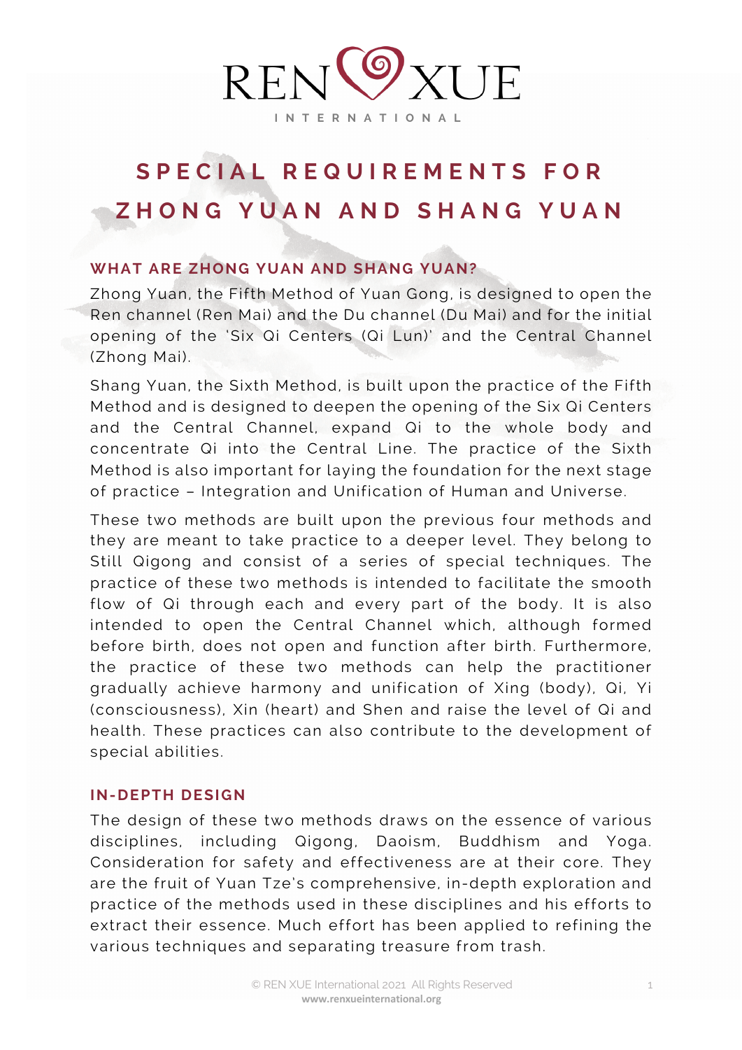REN XUE

INTERNATIONAL

# SPECIAL REQUIREMENTS FOR ZHONG YUAN AND SHANG YUAN

## WHAT ARE ZHONG YUAN AND SHANG YUAN?

Zhong Yuan, the Fifth Method of Yuan Gong, is designed to open the Ren channel (Ren Mai) and the Du channel (Du Mai) and for the initial opening of the 'Six Qi Centers (Qi Lun)' and the Central Channel (Zhong Mai).

Shang Yuan, the Sixth Method, is built upon the practice of the Fifth Method and is designed to deepen the opening of the Six Qi Centers and the Central Channel, expand Qi to the whole body and concentrate Qi into the Central Line. The practice of the Sixth Method is also important for laying the foundation for the next stage of practice – Integration and Unification of Human and Universe.

These two methods are built upon the previous four methods and they are meant to take practice to a deeper level. They belong to Still Qigong and consist of a series of special techniques. The practice of these two methods is intended to facilitate the smooth flow of Qi through each and every part of the body. It is also intended to open the Central Channel which, although formed before birth, does not open and function after birth. Furthermore, the practice of these two methods can help the practitioner gradually achieve harmony and unification of Xing (body), Qi, Yi (consciousness), Xin (heart) and Shen and raise the level of Qi and health. These practices can also contribute to the development of special abilities.

## IN-DEPTH DESIGN

The design of these two methods draws on the essence of various disciplines, including Qigong, Daoism, Buddhism and Yoga. Consideration for safety and effectiveness are at their core. They are the fruit of Yuan Tze's comprehensive, in-depth exploration and practice of the methods used in these disciplines and his efforts to extract their essence. Much effort has been applied to refining the various techniques and separating treasure from trash.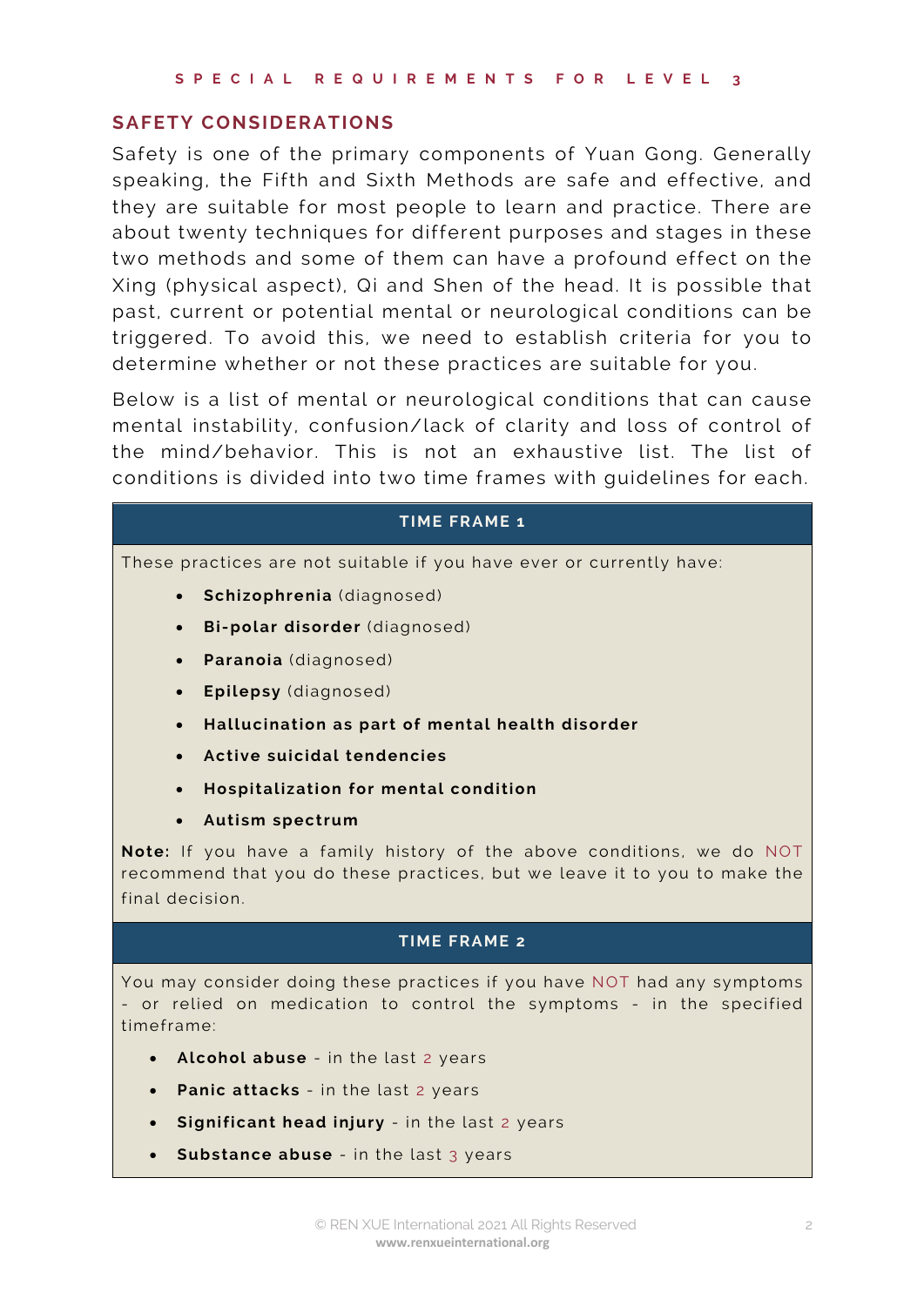## SAFETY CONSIDERATIONS

Safety is one of the primary components of Yuan Gong. Generally speaking, the Fifth and Sixth Methods are safe and effective, and they are suitable for most people to learn and practice. There are about twenty techniques for different purposes and stages in these two methods and some of them can have a profound effect on the Xing (physical aspect), Qi and Shen of the head. It is possible that past, current or potential mental or neurological conditions can be triggered. To avoid this, we need to establish criteria for you to determine whether or not these practices are suitable for you.

Below is a list of mental or neurological conditions that can cause mental instability, confusion/lack of clarity and loss of control of the mind/behavior. This is not an exhaustive list. The list of conditions is divided into two time frames with guidelines for each.

### TIME FRAME 1

These practices are not suitable if you have ever or currently have:

- **Schizophrenia** (diagnosed)
- **Bi-polar disorder** (diagnosed)
- **Paranoia** (diagnosed)
- **Epilepsy** (diagnosed)
- **Hallucination as part of mental health disorder**
- **Active suicidal tendencies**
- **Hospitalization for mental condition**
- **Autism spectrum**

**Note:** If you have a family history of the above conditions, we do NOT recommend that you do these practices, but we leave it to you to make the final decision.

### TIME FRAME 2

You may consider doing these practices if you have NOT had any symptoms - or relied on medication to control the symptoms - in the specified timeframe:

- **Alcohol abuse** - in the last 2 years
- **Panic attacks** - in the last 2 years
- **Significant head injury** - in the last 2 years
- **Substance abuse** - in the last 3 years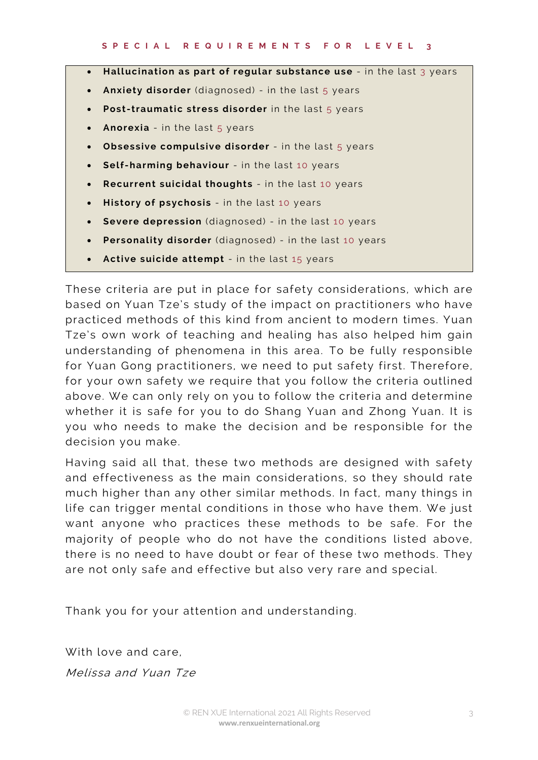- **Hallucination as part of regular substance use** - in the last 3 years
- **Anxiety disorder** (diagnosed) - in the last 5 years
- **Post-traumatic stress disorder** in the last 5 years
- **Anorexia** - in the last 5 years
- **Obsessive compulsive disorder** - in the last 5 years
- **Self-harming behaviour** - in the last 10 years
- **Recurrent suicidal thoughts** - in the last 10 years
- **History of psychosis** - in the last 10 years
- **Severe depression** (diagnosed) - in the last 10 years
- **Personality disorder** (diagnosed) - in the last 10 years
- **Active suicide attempt** - in the last 15 years

These criteria are put in place for safety considerations, which are based on Yuan Tze's study of the impact on practitioners who have practiced methods of this kind from ancient to modern times. Yuan Tze's own work of teaching and healing has also helped him gain understanding of phenomena in this area. To be fully responsible for Yuan Gong practitioners, we need to put safety first. Therefore, for your own safety we require that you follow the criteria outlined above. We can only rely on you to follow the criteria and determine whether it is safe for you to do Shang Yuan and Zhong Yuan. It is you who needs to make the decision and be responsible for the decision you make.

Having said all that, these two methods are designed with safety and effectiveness as the main considerations, so they should rate much higher than any other similar methods. In fact, many things in life can trigger mental conditions in those who have them. We just want anyone who practices these methods to be safe. For the majority of people who do not have the conditions listed above, there is no need to have doubt or fear of these two methods. They are not only safe and effective but also very rare and special.

Thank you for your attention and understanding.

With love and care,

*Melissa and Yuan Tze*